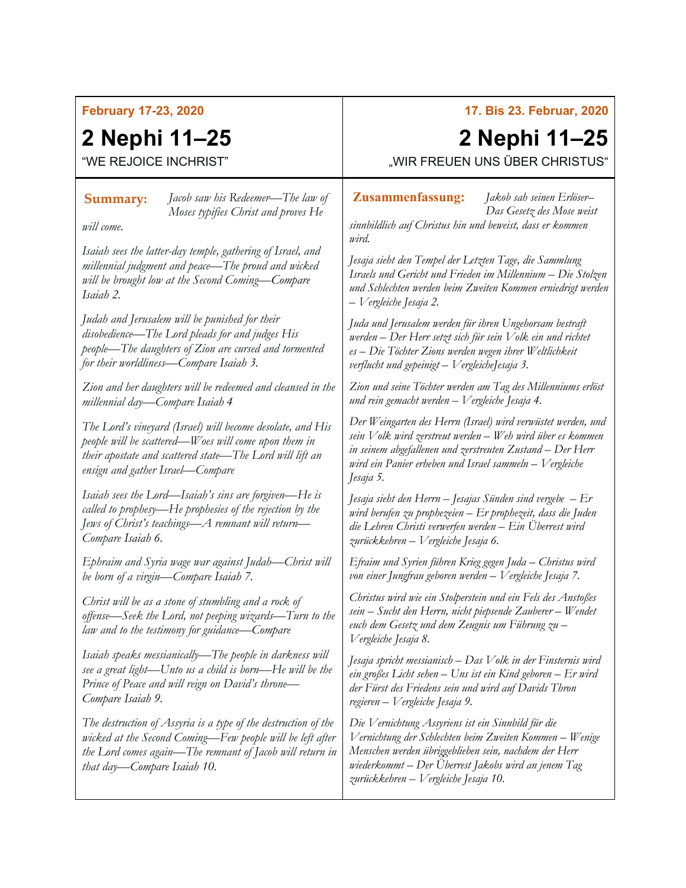**February 17-23, 2020**

# 2 Nephi 11–25

“WE REJOICE INCHRIST”

**Summary:** *Jacob saw his Redeemer—The law of Moses typifies Christ and proves He will come.*

*Isaiah sees the latter-day temple, gathering of Israel, and millennial judgment and peace—The proud and wicked will be brought low at the Second Coming—Compare Isaiah 2.*

*Judah and Jerusalem will be punished for their disobedience—The Lord pleads for and judges His people—The daughters of Zion are cursed and tormented for their worldliness—Compare Isaiah 3.*

*Zion and her daughters will be redeemed and cleansed in the millennial day—Compare Isaiah 4*

*The Lord’s vineyard (Israel) will become desolate, and His people will be scattered—Woes will come upon them in their apostate and scattered state—The Lord will lift an ensign and gather Israel—Compare*

*Isaiah sees the Lord—Isaiah’s sins are forgiven—He is called to prophesy—He prophesies of the rejection by the Jews of Christ’s teachings—A remnant will return—Compare Isaiah 6.*

*Ephraim and Syria wage war against Judah—Christ will be born of a virgin—Compare Isaiah 7.*

*Christ will be as a stone of stumbling and a rock of offense—Seek the Lord, not peeping wizards—Turn to the law and to the testimony for guidance—Compare*

*Isaiah speaks messianically—The people in darkness will see a great light—Unto us a child is born—He will be the Prince of Peace and will reign on David’s throne—Compare Isaiah 9.*

*The destruction of Assyria is a type of the destruction of the wicked at the Second Coming—Few people will be left after the Lord comes again—The remnant of Jacob will return in that day—Compare Isaiah 10.*

**17. Bis 23. Februar, 2020**

# 2 Nephi 11–25

„WIR FREUEN UNS ÜBER CHRISTUS“

**Zusammenfassung:** *Jakob sah seinen Erlöser– Das Gesetz des Mose weist sinnbildlich auf Christus hin und beweist, dass er kommen wird.*

*Jesaja sieht den Tempel der Letzten Tage, die Sammlung Israels und Gericht und Frieden im Millennium – Die Stolzen und Schlechten werden beim Zweiten Kommen erniedrigt werden – Vergleiche Jesaja 2.*

*Juda und Jerusalem werden für ihren Ungehorsam bestraft werden – Der Herr setzt sich für sein Volk ein und richtet es – Die Töchter Zions werden wegen ihrer Weltlichkeit verflucht und gepeinigt – VergleicheJesaja 3.*

*Zion und seine Töchter werden am Tag des Millenniums erlöst und rein gemacht werden – Vergleiche Jesaja 4.*

*Der Weingarten des Herrn (Israel) wird verwüstet werden, und sein Volk wird zerstreut werden – Weh wird über es kommen in seinem abgefallenen und zerstreuten Zustand – Der Herr wird ein Panier erheben und Israel sammeln – Vergleiche Jesaja 5.*

*Jesaja sieht den Herrn – Jesajas Sünden sind vergebe – Er wird berufen zu prophezeien – Er prophezeit, dass die Juden die Lehren Christi verwerfen werden – Ein Überrest wird zurückkehren – Vergleiche Jesaja 6.*

*Efraim und Syrien führen Krieg gegen Juda – Christus wird von einer Jungfrau geboren werden – Vergleiche Jesaja 7.*

*Christus wird wie ein Stolperstein und ein Fels des Anstoßes sein – Sucht den Herrn, nicht piepsende Zauberer – Wendet euch dem Gesetz und dem Zeugnis um Führung zu – Vergleiche Jesaja 8.*

*Jesaja spricht messianisch – Das Volk in der Finsternis wird ein großes Licht sehen – Uns ist ein Kind geboren – Er wird der Fürst des Friedens sein und wird auf Davids Thron regieren – Vergleiche Jesaja 9.*

*Die Vernichtung Assyriens ist ein Sinnbild für die Vernichtung der Schlechten beim Zweiten Kommen – Wenige Menschen werden übriggeblieben sein, nachdem der Herr wiederkommt – Der Überrest Jakobs wird an jenem Tag zurückkehren – Vergleiche Jesaja 10.*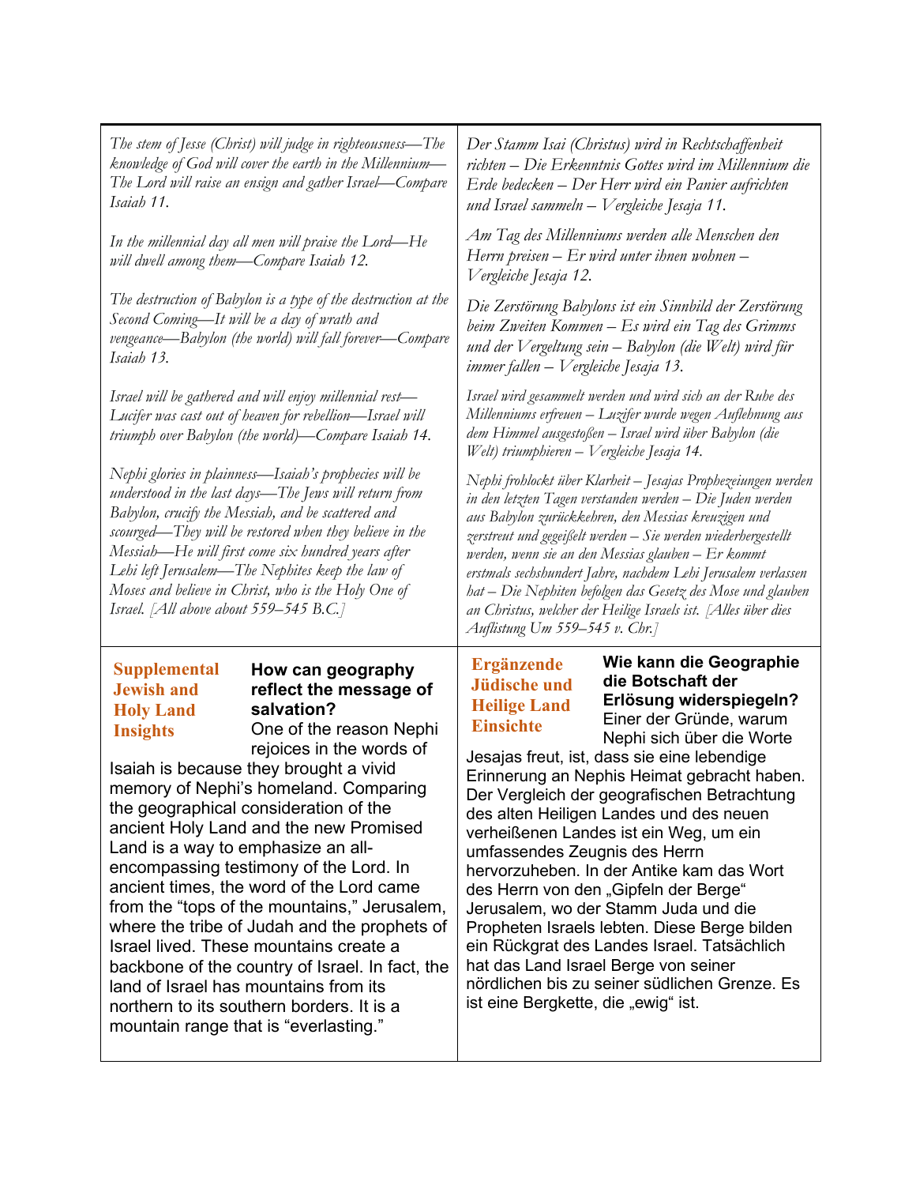| English | Deutsch |
| --- | --- |
| *The stem of Jesse (Christ) will judge in righteousness—The knowledge of God will cover the earth in the Millennium—The Lord will raise an ensign and gather Israel—Compare Isaiah 11.* | *Der Stamm Isai (Christus) wird in Rechtschaffenheit richten – Die Erkenntnis Gottes wird im Millennium die Erde bedecken – Der Herr wird ein Panier aufrichten und Israel sammeln – Vergleiche Jesaja 11.* |
| *In the millennial day all men will praise the Lord—He will dwell among them—Compare Isaiah 12.* | *Am Tag des Millenniums werden alle Menschen den Herrn preisen – Er wird unter ihnen wohnen – Vergleiche Jesaja 12.* |
| *The destruction of Babylon is a type of the destruction at the Second Coming—It will be a day of wrath and vengeance—Babylon (the world) will fall forever—Compare Isaiah 13.* | *Die Zerstörung Babylons ist ein Sinnbild der Zerstörung beim Zweiten Kommen – Es wird ein Tag des Grimms und der Vergeltung sein – Babylon (die Welt) wird für immer fallen – Vergleiche Jesaja 13.* |
| *Israel will be gathered and will enjoy millennial rest—Lucifer was cast out of heaven for rebellion—Israel will triumph over Babylon (the world)—Compare Isaiah 14.* | *Israel wird gesammelt werden und wird sich an der Ruhe des Millenniums erfreuen – Luzifer wurde wegen Auflehnung aus dem Himmel ausgestoßen – Israel wird über Babylon (die Welt) triumphieren – Vergleiche Jesaja 14.* |
| *Nephi glories in plainness—Isaiah's prophecies will be understood in the last days—The Jews will return from Babylon, crucify the Messiah, and be scattered and scourged—They will be restored when they believe in the Messiah—He will first come six hundred years after Lehi left Jerusalem—The Nephites keep the law of Moses and believe in Christ, who is the Holy One of Israel. [All above about 559–545 B.C.]* | *Nephi frohlockt über Klarheit – Jesajas Prophezeiungen werden in den letzten Tagen verstanden werden – Die Juden werden aus Babylon zurückkehren, den Messias kreuzigen und zerstreut und gegeißelt werden – Sie werden wiederhergestellt werden, wenn sie an den Messias glauben – Er kommt erstmals sechshundert Jahre, nachdem Lehi Jerusalem verlassen hat – Die Nephiten befolgen das Gesetz des Mose und glauben an Christus, welcher der Heilige Israels ist. [Alles über dies Auflistung Um 559–545 v. Chr.]* |
| **Supplemental Jewish and Holy Land Insights**<br><br>**How can geography reflect the message of salvation?**<br>One of the reason Nephi rejoices in the words of Isaiah is because they brought a vivid memory of Nephi's homeland. Comparing the geographical consideration of the ancient Holy Land and the new Promised Land is a way to emphasize an all-encompassing testimony of the Lord. In ancient times, the word of the Lord came from the "tops of the mountains," Jerusalem, where the tribe of Judah and the prophets of Israel lived. These mountains create a backbone of the country of Israel. In fact, the land of Israel has mountains from its northern to its southern borders. It is a mountain range that is "everlasting." | **Ergänzende Jüdische und Heilige Land Einsichte**<br><br>**Wie kann die Geographie die Botschaft der Erlösung widerspiegeln?**<br>Einer der Gründe, warum Nephi sich über die Worte Jesajas freut, ist, dass sie eine lebendige Erinnerung an Nephis Heimat gebracht haben. Der Vergleich der geografischen Betrachtung des alten Heiligen Landes und des neuen verheißenen Landes ist ein Weg, um ein umfassendes Zeugnis des Herrn hervorzuheben. In der Antike kam das Wort des Herrn von den „Gipfeln der Berge" Jerusalem, wo der Stamm Juda und die Propheten Israels lebten. Diese Berge bilden ein Rückgrat des Landes Israel. Tatsächlich hat das Land Israel Berge von seiner nördlichen bis zu seiner südlichen Grenze. Es ist eine Bergkette, die „ewig" ist. |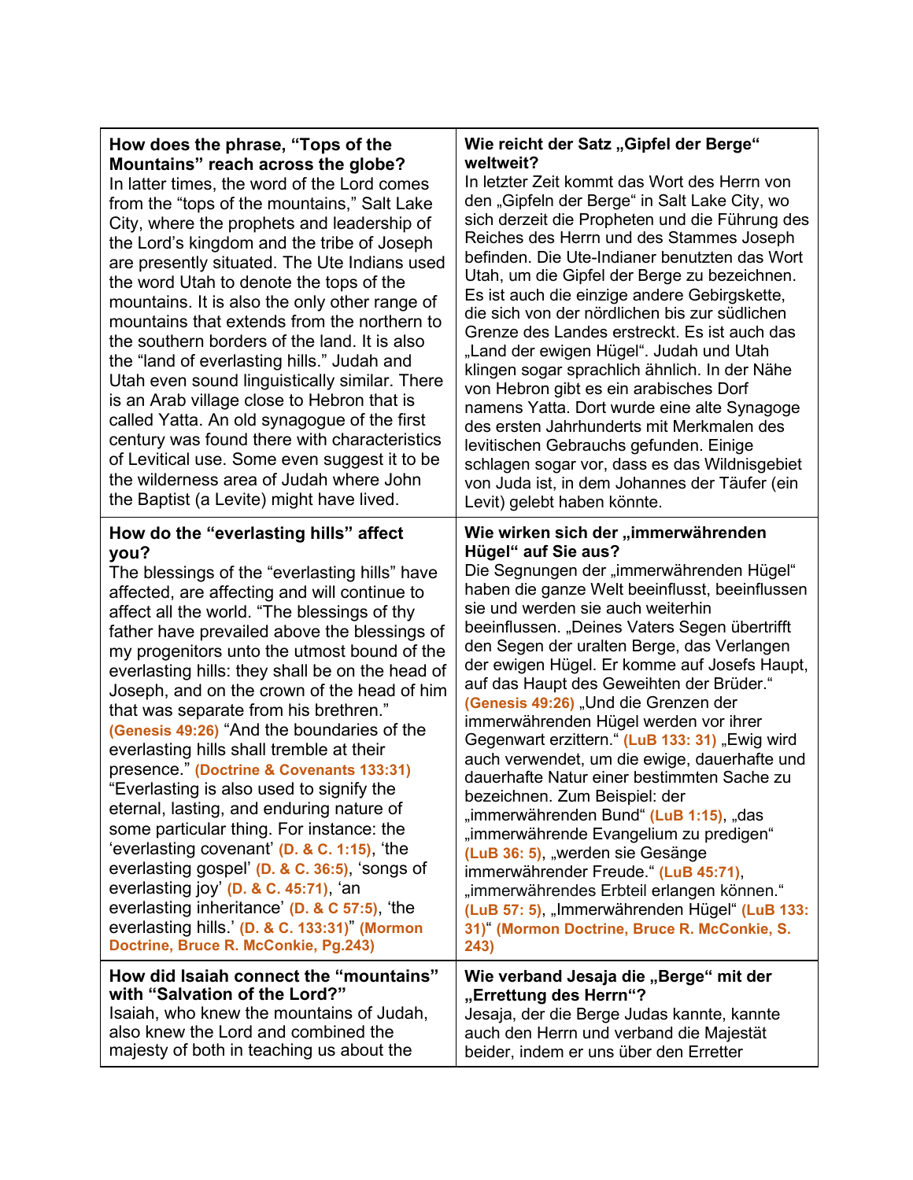| **How does the phrase, "Tops of the Mountains" reach across the globe?**<br>In latter times, the word of the Lord comes from the "tops of the mountains," Salt Lake City, where the prophets and leadership of the Lord's kingdom and the tribe of Joseph are presently situated. The Ute Indians used the word Utah to denote the tops of the mountains. It is also the only other range of mountains that extends from the northern to the southern borders of the land. It is also the "land of everlasting hills." Judah and Utah even sound linguistically similar. There is an Arab village close to Hebron that is called Yatta. An old synagogue of the first century was found there with characteristics of Levitical use. Some even suggest it to be the wilderness area of Judah where John the Baptist (a Levite) might have lived. | **Wie reicht der Satz „Gipfel der Berge" weltweit?**<br>In letzter Zeit kommt das Wort des Herrn von den „Gipfeln der Berge" in Salt Lake City, wo sich derzeit die Propheten und die Führung des Reiches des Herrn und des Stammes Joseph befinden. Die Ute-Indianer benutzten das Wort Utah, um die Gipfel der Berge zu bezeichnen. Es ist auch die einzige andere Gebirgskette, die sich von der nördlichen bis zur südlichen Grenze des Landes erstreckt. Es ist auch das „Land der ewigen Hügel". Judah und Utah klingen sogar sprachlich ähnlich. In der Nähe von Hebron gibt es ein arabisches Dorf namens Yatta. Dort wurde eine alte Synagoge des ersten Jahrhunderts mit Merkmalen des levitischen Gebrauchs gefunden. Einige schlagen sogar vor, dass es das Wildnisgebiet von Juda ist, in dem Johannes der Täufer (ein Levit) gelebt haben könnte. |
|---|---|
| **How do the "everlasting hills" affect you?**<br>The blessings of the "everlasting hills" have affected, are affecting and will continue to affect all the world. "The blessings of thy father have prevailed above the blessings of my progenitors unto the utmost bound of the everlasting hills: they shall be on the head of Joseph, and on the crown of the head of him that was separate from his brethren." **(Genesis 49:26)** "And the boundaries of the everlasting hills shall tremble at their presence." **(Doctrine & Covenants 133:31)** "Everlasting is also used to signify the eternal, lasting, and enduring nature of some particular thing. For instance: the 'everlasting covenant' **(D. & C. 1:15)**, 'the everlasting gospel' **(D. & C. 36:5)**, 'songs of everlasting joy' **(D. & C. 45:71)**, 'an everlasting inheritance' **(D. & C 57:5)**, 'the everlasting hills.' **(D. & C. 133:31)**" **(Mormon Doctrine, Bruce R. McConkie, Pg.243)** | **Wie wirken sich der „immerwährenden Hügel" auf Sie aus?**<br>Die Segnungen der „immerwährenden Hügel" haben die ganze Welt beeinflusst, beeinflussen sie und werden sie auch weiterhin beeinflussen. „Deines Vaters Segen übertrifft den Segen der uralten Berge, das Verlangen der ewigen Hügel. Er komme auf Josefs Haupt, auf das Haupt des Geweihten der Brüder." **(Genesis 49:26)** „Und die Grenzen der immerwährenden Hügel werden vor ihrer Gegenwart erzittern." **(LuB 133: 31)** „Ewig wird auch verwendet, um die ewige, dauerhafte und dauerhafte Natur einer bestimmten Sache zu bezeichnen. Zum Beispiel: der „immerwährenden Bund" **(LuB 1:15)**, „das „immerwährende Evangelium zu predigen" **(LuB 36: 5)**, „werden sie Gesänge immerwährender Freude." **(LuB 45:71)**, „immerwährendes Erbteil erlangen können." **(LuB 57: 5)**, „Immerwährenden Hügel" **(LuB 133: 31)**" **(Mormon Doctrine, Bruce R. McConkie, S. 243)** |
| **How did Isaiah connect the "mountains" with "Salvation of the Lord?"**<br>Isaiah, who knew the mountains of Judah, also knew the Lord and combined the majesty of both in teaching us about the | **Wie verband Jesaja die „Berge" mit der „Errettung des Herrn"?**<br>Jesaja, der die Berge Judas kannte, kannte auch den Herrn und verband die Majestät beider, indem er uns über den Erretter |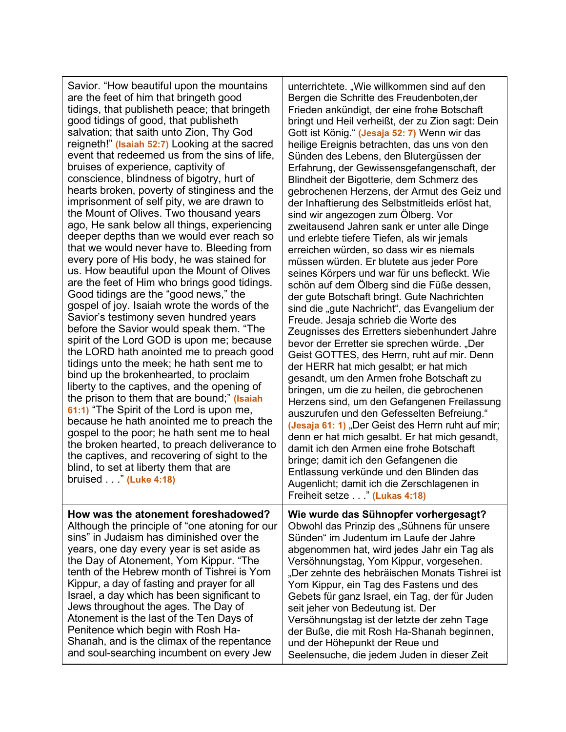| | |
|---|---|
| Savior. “How beautiful upon the mountains are the feet of him that bringeth good tidings, that publisheth peace; that bringeth good tidings of good, that publisheth salvation; that saith unto Zion, Thy God reigneth!” **(Isaiah 52:7)** Looking at the sacred event that redeemed us from the sins of life, bruises of experience, captivity of conscience, blindness of bigotry, hurt of hearts broken, poverty of stinginess and the imprisonment of self pity, we are drawn to the Mount of Olives. Two thousand years ago, He sank below all things, experiencing deeper depths than we would ever reach so that we would never have to. Bleeding from every pore of His body, he was stained for us. How beautiful upon the Mount of Olives are the feet of Him who brings good tidings. Good tidings are the “good news,” the gospel of joy. Isaiah wrote the words of the Savior’s testimony seven hundred years before the Savior would speak them. “The spirit of the Lord GOD is upon me; because the LORD hath anointed me to preach good tidings unto the meek; he hath sent me to bind up the brokenhearted, to proclaim liberty to the captives, and the opening of the prison to them that are bound;” **(Isaiah 61:1)** “The Spirit of the Lord is upon me, because he hath anointed me to preach the gospel to the poor; he hath sent me to heal the broken hearted, to preach deliverance to the captives, and recovering of sight to the blind, to set at liberty them that are bruised . . .” **(Luke 4:18)** | unterrichtete. „Wie willkommen sind auf den Bergen die Schritte des Freudenboten,der Frieden ankündigt, der eine frohe Botschaft bringt und Heil verheißt, der zu Zion sagt: Dein Gott ist König.“ **(Jesaja 52: 7)** Wenn wir das heilige Ereignis betrachten, das uns von den Sünden des Lebens, den Blutergüssen der Erfahrung, der Gewissensgefangenschaft, der Blindheit der Bigotterie, dem Schmerz des gebrochenen Herzens, der Armut des Geiz und der Inhaftierung des Selbstmitleids erlöst hat, sind wir angezogen zum Ölberg. Vor zweitausend Jahren sank er unter alle Dinge und erlebte tiefere Tiefen, als wir jemals erreichen würden, so dass wir es niemals müssen würden. Er blutete aus jeder Pore seines Körpers und war für uns befleckt. Wie schön auf dem Ölberg sind die Füße dessen, der gute Botschaft bringt. Gute Nachrichten sind die „gute Nachricht“, das Evangelium der Freude. Jesaja schrieb die Worte des Zeugnisses des Erretters siebenhundert Jahre bevor der Erretter sie sprechen würde. „Der Geist GOTTES, des Herrn, ruht auf mir. Denn der HERR hat mich gesalbt; er hat mich gesandt, um den Armen frohe Botschaft zu bringen, um die zu heilen, die gebrochenen Herzens sind, um den Gefangenen Freilassung auszurufen und den Gefesselten Befreiung.“ **(Jesaja 61: 1)** „Der Geist des Herrn ruht auf mir; denn er hat mich gesalbt. Er hat mich gesandt, damit ich den Armen eine frohe Botschaft bringe; damit ich den Gefangenen die Entlassung verkünde und den Blinden das Augenlicht; damit ich die Zerschlagenen in Freiheit setze . . .“ **(Lukas 4:18)** |
| **How was the atonement foreshadowed?** Although the principle of “one atoning for our sins” in Judaism has diminished over the years, one day every year is set aside as the Day of Atonement, Yom Kippur. “The tenth of the Hebrew month of Tishrei is Yom Kippur, a day of fasting and prayer for all Israel, a day which has been significant to Jews throughout the ages. The Day of Atonement is the last of the Ten Days of Penitence which begin with Rosh Ha-Shanah, and is the climax of the repentance and soul-searching incumbent on every Jew | **Wie wurde das Sühnopfer vorhergesagt?** Obwohl das Prinzip des „Sühnens für unsere Sünden“ im Judentum im Laufe der Jahre abgenommen hat, wird jedes Jahr ein Tag als Versöhnungstag, Yom Kippur, vorgesehen. „Der zehnte des hebräischen Monats Tishrei ist Yom Kippur, ein Tag des Fastens und des Gebets für ganz Israel, ein Tag, der für Juden seit jeher von Bedeutung ist. Der Versöhnungstag ist der letzte der zehn Tage der Buße, die mit Rosh Ha-Shanah beginnen, und der Höhepunkt der Reue und Seelensuche, die jedem Juden in dieser Zeit |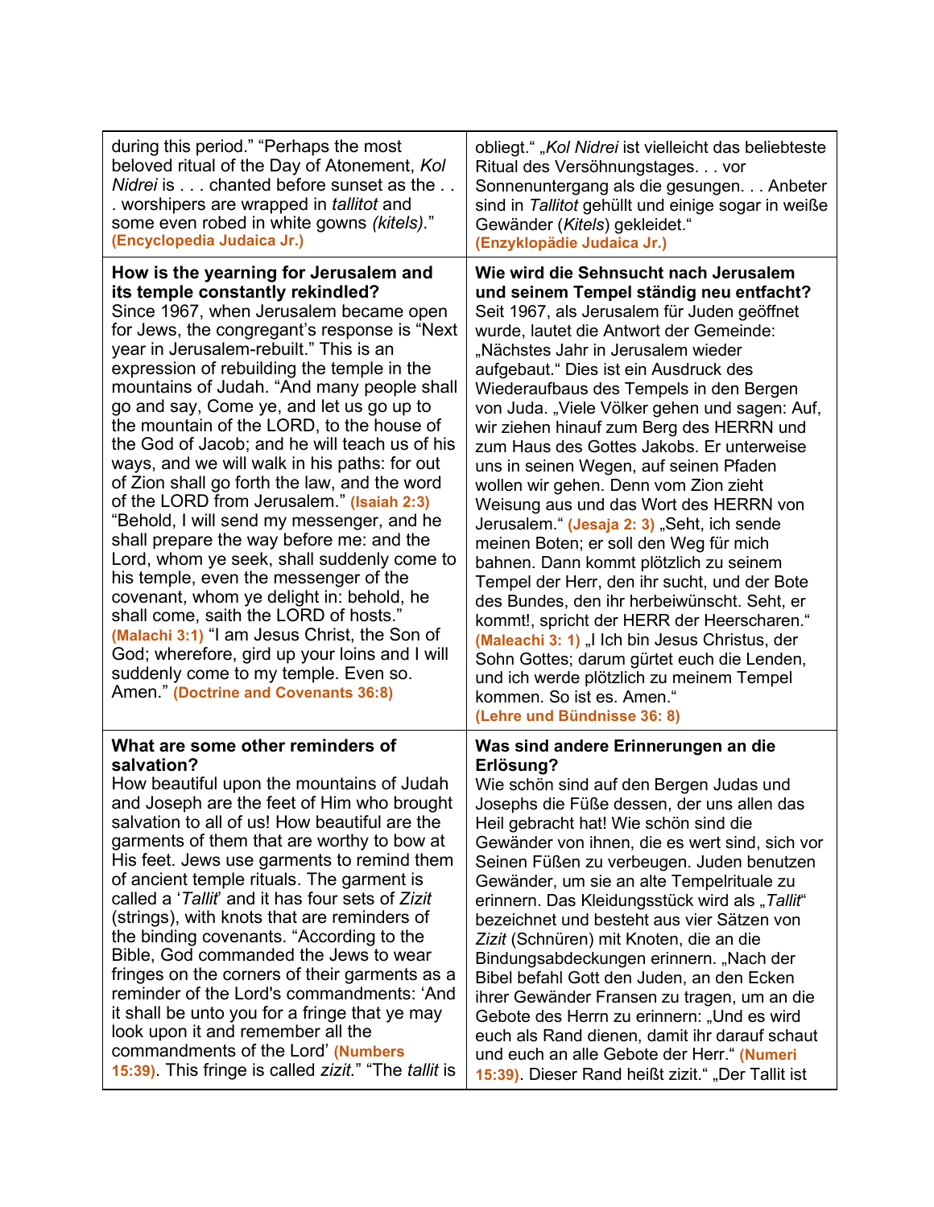| | |
|---|---|
| during this period." "Perhaps the most beloved ritual of the Day of Atonement, *Kol Nidrei* is . . . chanted before sunset as the . . . worshipers are wrapped in *tallitot* and some even robed in white gowns *(kitels).*" **(Encyclopedia Judaica Jr.)** | obliegt." „*Kol Nidrei* ist vielleicht das beliebteste Ritual des Versöhnungstages. . . vor Sonnenuntergang als die gesungen. . . Anbeter sind in *Tallitot* gehüllt und einige sogar in weiße Gewänder (*Kitels*) gekleidet." **(Enzyklopädie Judaica Jr.)** |
| **How is the yearning for Jerusalem and its temple constantly rekindled?** Since 1967, when Jerusalem became open for Jews, the congregant's response is "Next year in Jerusalem-rebuilt." This is an expression of rebuilding the temple in the mountains of Judah. "And many people shall go and say, Come ye, and let us go up to the mountain of the LORD, to the house of the God of Jacob; and he will teach us of his ways, and we will walk in his paths: for out of Zion shall go forth the law, and the word of the LORD from Jerusalem." **(Isaiah 2:3)** "Behold, I will send my messenger, and he shall prepare the way before me: and the Lord, whom ye seek, shall suddenly come to his temple, even the messenger of the covenant, whom ye delight in: behold, he shall come, saith the LORD of hosts." **(Malachi 3:1)** "I am Jesus Christ, the Son of God; wherefore, gird up your loins and I will suddenly come to my temple. Even so. Amen." **(Doctrine and Covenants 36:8)** | **Wie wird die Sehnsucht nach Jerusalem und seinem Tempel ständig neu entfacht?** Seit 1967, als Jerusalem für Juden geöffnet wurde, lautet die Antwort der Gemeinde: „Nächstes Jahr in Jerusalem wieder aufgebaut." Dies ist ein Ausdruck des Wiederaufbaus des Tempels in den Bergen von Juda. „Viele Völker gehen und sagen: Auf, wir ziehen hinauf zum Berg des HERRN und zum Haus des Gottes Jakobs. Er unterweise uns in seinen Wegen, auf seinen Pfaden wollen wir gehen. Denn vom Zion zieht Weisung aus und das Wort des HERRN von Jerusalem." **(Jesaja 2: 3)** „Seht, ich sende meinen Boten; er soll den Weg für mich bahnen. Dann kommt plötzlich zu seinem Tempel der Herr, den ihr sucht, und der Bote des Bundes, den ihr herbeiwünscht. Seht, er kommt!, spricht der HERR der Heerscharen." **(Maleachi 3: 1)** „I Ich bin Jesus Christus, der Sohn Gottes; darum gürtet euch die Lenden, und ich werde plötzlich zu meinem Tempel kommen. So ist es. Amen." **(Lehre und Bündnisse 36: 8)** |
| **What are some other reminders of salvation?** How beautiful upon the mountains of Judah and Joseph are the feet of Him who brought salvation to all of us! How beautiful are the garments of them that are worthy to bow at His feet. Jews use garments to remind them of ancient temple rituals. The garment is called a '*Tallit*' and it has four sets of *Zizit* (strings), with knots that are reminders of the binding covenants. "According to the Bible, God commanded the Jews to wear fringes on the corners of their garments as a reminder of the Lord's commandments: 'And it shall be unto you for a fringe that ye may look upon it and remember all the commandments of the Lord' **(Numbers 15:39)**. This fringe is called *zizit.*" "The *tallit* is | **Was sind andere Erinnerungen an die Erlösung?** Wie schön sind auf den Bergen Judas und Josephs die Füße dessen, der uns allen das Heil gebracht hat! Wie schön sind die Gewänder von ihnen, die es wert sind, sich vor Seinen Füßen zu verbeugen. Juden benutzen Gewänder, um sie an alte Tempelrituale zu erinnern. Das Kleidungsstück wird als „*Tallit*" bezeichnet und besteht aus vier Sätzen von *Zizit* (Schnüren) mit Knoten, die an die Bindungsabdeckungen erinnern. „Nach der Bibel befahl Gott den Juden, an den Ecken ihrer Gewänder Fransen zu tragen, um an die Gebote des Herrn zu erinnern: „Und es wird euch als Rand dienen, damit ihr darauf schaut und euch an alle Gebote der Herr." **(Numeri 15:39)**. Dieser Rand heißt zizit." „Der Tallit ist |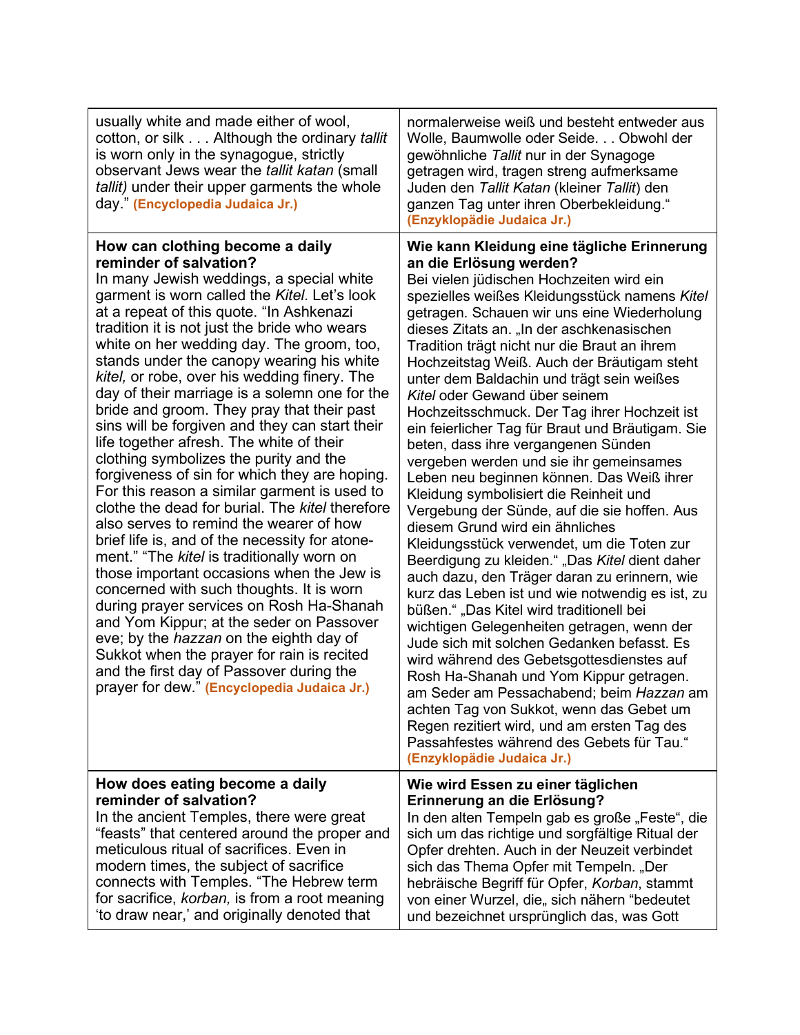| | |
|---|---|
| usually white and made either of wool, cotton, or silk . . . Although the ordinary *tallit* is worn only in the synagogue, strictly observant Jews wear the *tallit katan* (small *tallit)* under their upper garments the whole day." **(Encyclopedia Judaica Jr.)** | normalerweise weiß und besteht entweder aus Wolle, Baumwolle oder Seide. . . Obwohl der gewöhnliche *Tallit* nur in der Synagoge getragen wird, tragen streng aufmerksame Juden den *Tallit Katan* (kleiner *Tallit*) den ganzen Tag unter ihren Oberbekleidung." **(Enzyklopädie Judaica Jr.)** |
| **How can clothing become a daily reminder of salvation?** In many Jewish weddings, a special white garment is worn called the *Kitel*. Let's look at a repeat of this quote. "In Ashkenazi tradition it is not just the bride who wears white on her wedding day. The groom, too, stands under the canopy wearing his white *kitel,* or robe, over his wedding finery. The day of their marriage is a solemn one for the bride and groom. They pray that their past sins will be forgiven and they can start their life together afresh. The white of their clothing symbolizes the purity and the forgiveness of sin for which they are hoping. For this reason a similar garment is used to clothe the dead for burial. The *kitel* therefore also serves to remind the wearer of how brief life is, and of the necessity for atone-ment." "The *kitel* is traditionally worn on those important occasions when the Jew is concerned with such thoughts. It is worn during prayer services on Rosh Ha-Shanah and Yom Kippur; at the seder on Passover eve; by the *hazzan* on the eighth day of Sukkot when the prayer for rain is recited and the first day of Passover during the prayer for dew." **(Encyclopedia Judaica Jr.)** | **Wie kann Kleidung eine tägliche Erinnerung an die Erlösung werden?** Bei vielen jüdischen Hochzeiten wird ein spezielles weißes Kleidungsstück namens *Kitel* getragen. Schauen wir uns eine Wiederholung dieses Zitats an. „In der aschkenasischen Tradition trägt nicht nur die Braut an ihrem Hochzeitstag Weiß. Auch der Bräutigam steht unter dem Baldachin und trägt sein weißes *Kitel* oder Gewand über seinem Hochzeitsschmuck. Der Tag ihrer Hochzeit ist ein feierlicher Tag für Braut und Bräutigam. Sie beten, dass ihre vergangenen Sünden vergeben werden und sie ihr gemeinsames Leben neu beginnen können. Das Weiß ihrer Kleidung symbolisiert die Reinheit und Vergebung der Sünde, auf die sie hoffen. Aus diesem Grund wird ein ähnliches Kleidungsstück verwendet, um die Toten zur Beerdigung zu kleiden." „Das *Kitel* dient daher auch dazu, den Träger daran zu erinnern, wie kurz das Leben ist und wie notwendig es ist, zu büßen." „Das Kitel wird traditionell bei wichtigen Gelegenheiten getragen, wenn der Jude sich mit solchen Gedanken befasst. Es wird während des Gebetsgottesdienstes auf Rosh Ha-Shanah und Yom Kippur getragen. am Seder am Pessachabend; beim *Hazzan* am achten Tag von Sukkot, wenn das Gebet um Regen rezitiert wird, und am ersten Tag des Passahfestes während des Gebets für Tau." **(Enzyklopädie Judaica Jr.)** |
| **How does eating become a daily reminder of salvation?** In the ancient Temples, there were great "feasts" that centered around the proper and meticulous ritual of sacrifices. Even in modern times, the subject of sacrifice connects with Temples. "The Hebrew term for sacrifice, *korban,* is from a root meaning 'to draw near,' and originally denoted that | **Wie wird Essen zu einer täglichen Erinnerung an die Erlösung?** In den alten Tempeln gab es große „Feste", die sich um das richtige und sorgfältige Ritual der Opfer drehten. Auch in der Neuzeit verbindet sich das Thema Opfer mit Tempeln. „Der hebräische Begriff für Opfer, *Korban*, stammt von einer Wurzel, die„ sich nähern "bedeutet und bezeichnet ursprünglich das, was Gott |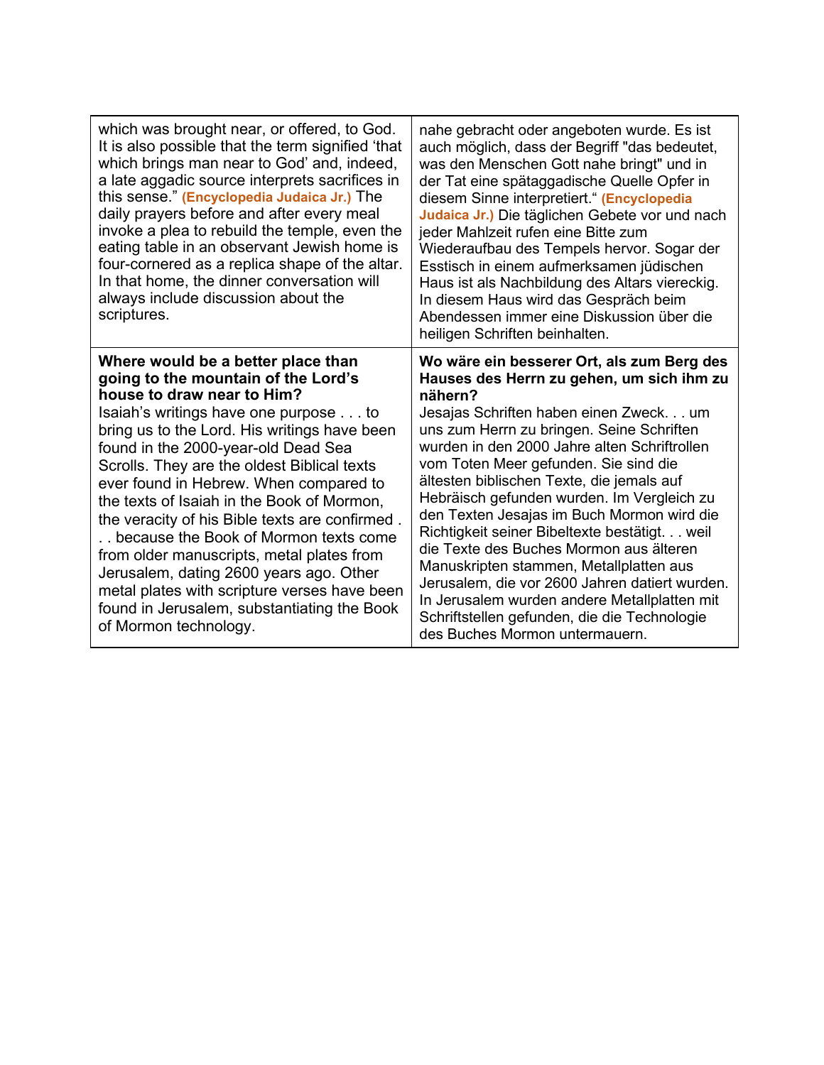| | |
|---|---|
| which was brought near, or offered, to God. It is also possible that the term signified 'that which brings man near to God' and, indeed, a late aggadic source interprets sacrifices in this sense." **(Encyclopedia Judaica Jr.)** The daily prayers before and after every meal invoke a plea to rebuild the temple, even the eating table in an observant Jewish home is four-cornered as a replica shape of the altar. In that home, the dinner conversation will always include discussion about the scriptures. | nahe gebracht oder angeboten wurde. Es ist auch möglich, dass der Begriff "das bedeutet, was den Menschen Gott nahe bringt" und in der Tat eine spätaggadische Quelle Opfer in diesem Sinne interpretiert.“ **(Encyclopedia Judaica Jr.)** Die täglichen Gebete vor und nach jeder Mahlzeit rufen eine Bitte zum Wiederaufbau des Tempels hervor. Sogar der Esstisch in einem aufmerksamen jüdischen Haus ist als Nachbildung des Altars viereckig. In diesem Haus wird das Gespräch beim Abendessen immer eine Diskussion über die heiligen Schriften beinhalten. |
| **Where would be a better place than going to the mountain of the Lord's house to draw near to Him?** Isaiah's writings have one purpose . . . to bring us to the Lord. His writings have been found in the 2000-year-old Dead Sea Scrolls. They are the oldest Biblical texts ever found in Hebrew. When compared to the texts of Isaiah in the Book of Mormon, the veracity of his Bible texts are confirmed . . . because the Book of Mormon texts come from older manuscripts, metal plates from Jerusalem, dating 2600 years ago. Other metal plates with scripture verses have been found in Jerusalem, substantiating the Book of Mormon technology. | **Wo wäre ein besserer Ort, als zum Berg des Hauses des Herrn zu gehen, um sich ihm zu nähern?** Jesajas Schriften haben einen Zweck. . . um uns zum Herrn zu bringen. Seine Schriften wurden in den 2000 Jahre alten Schriftrollen vom Toten Meer gefunden. Sie sind die ältesten biblischen Texte, die jemals auf Hebräisch gefunden wurden. Im Vergleich zu den Texten Jesajas im Buch Mormon wird die Richtigkeit seiner Bibeltexte bestätigt. . . weil die Texte des Buches Mormon aus älteren Manuskripten stammen, Metallplatten aus Jerusalem, die vor 2600 Jahren datiert wurden. In Jerusalem wurden andere Metallplatten mit Schriftstellen gefunden, die die Technologie des Buches Mormon untermauern. |